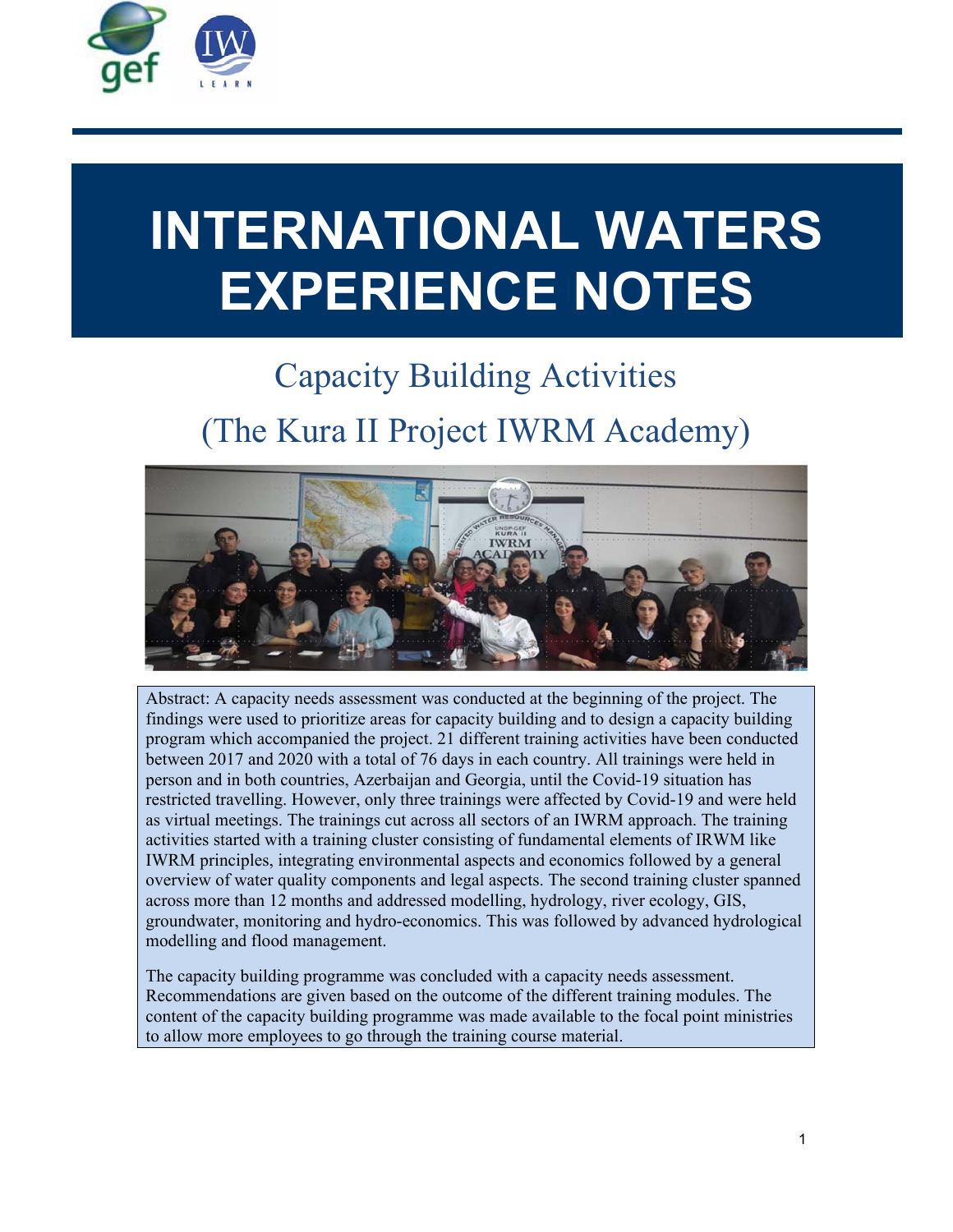# INTERNATIONAL WATERS EXPERIENCE NOTES

## Capacity Building Activities

## (The Kura II Project IWRM Academy)

Abstract: A capacity needs assessment was conducted at the beginning of the project. The findings were used to prioritize areas for capacity building and to design a capacity building program which accompanied the project. 21 different training activities have been conducted between 2017 and 2020 with a total of 76 days in each country. All trainings were held in person and in both countries, Azerbaijan and Georgia, until the Covid-19 situation has restricted travelling. However, only three trainings were affected by Covid-19 and were held as virtual meetings. The trainings cut across all sectors of an IWRM approach. The training activities started with a training cluster consisting of fundamental elements of IRWM like IWRM principles, integrating environmental aspects and economics followed by a general overview of water quality components and legal aspects. The second training cluster spanned across more than 12 months and addressed modelling, hydrology, river ecology, GIS, groundwater, monitoring and hydro-economics. This was followed by advanced hydrological modelling and flood management.

The capacity building programme was concluded with a capacity needs assessment. Recommendations are given based on the outcome of the different training modules. The content of the capacity building programme was made available to the focal point ministries to allow more employees to go through the training course material.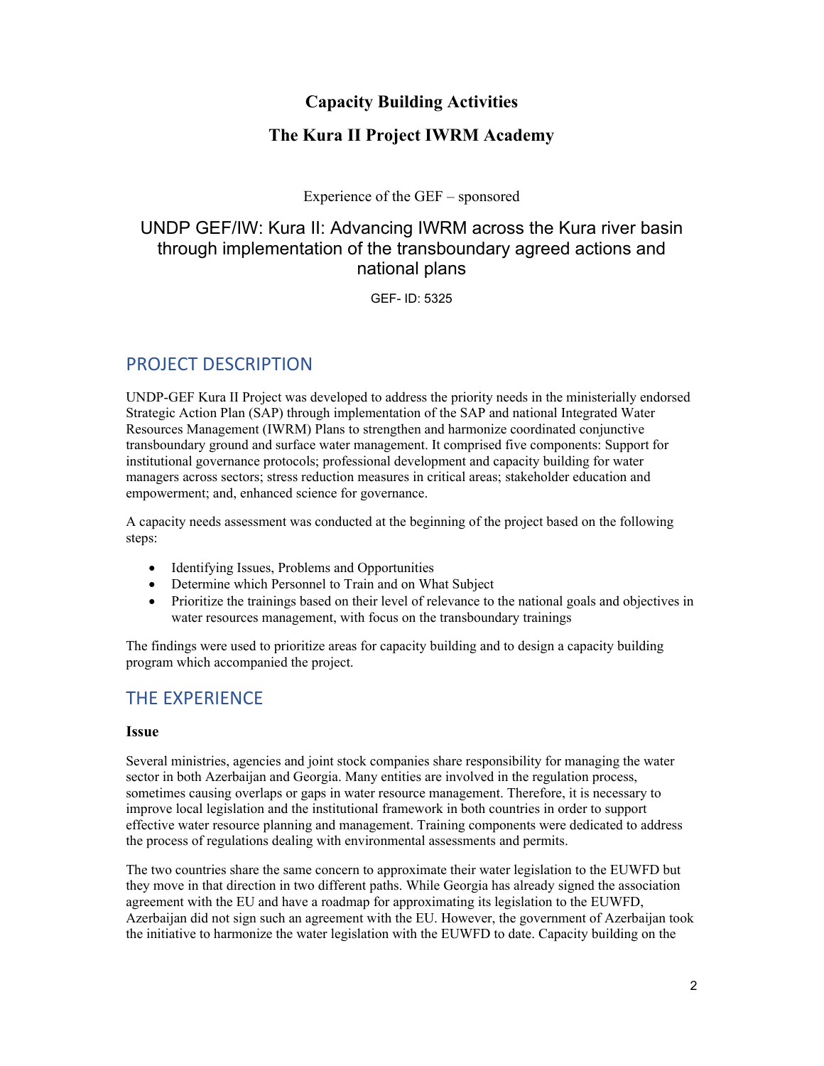# Capacity Building Activities

# The Kura II Project IWRM Academy

Experience of the GEF – sponsored

## UNDP GEF/IW: Kura II: Advancing IWRM across the Kura river basin through implementation of the transboundary agreed actions and national plans

GEF- ID: 5325

## PROJECT DESCRIPTION

UNDP-GEF Kura II Project was developed to address the priority needs in the ministerially endorsed Strategic Action Plan (SAP) through implementation of the SAP and national Integrated Water Resources Management (IWRM) Plans to strengthen and harmonize coordinated conjunctive transboundary ground and surface water management. It comprised five components: Support for institutional governance protocols; professional development and capacity building for water managers across sectors; stress reduction measures in critical areas; stakeholder education and empowerment; and, enhanced science for governance.

A capacity needs assessment was conducted at the beginning of the project based on the following steps:

- Identifying Issues, Problems and Opportunities
- Determine which Personnel to Train and on What Subject
- Prioritize the trainings based on their level of relevance to the national goals and objectives in water resources management, with focus on the transboundary trainings

The findings were used to prioritize areas for capacity building and to design a capacity building program which accompanied the project.

## THE EXPERIENCE

### Issue

Several ministries, agencies and joint stock companies share responsibility for managing the water sector in both Azerbaijan and Georgia. Many entities are involved in the regulation process, sometimes causing overlaps or gaps in water resource management. Therefore, it is necessary to improve local legislation and the institutional framework in both countries in order to support effective water resource planning and management. Training components were dedicated to address the process of regulations dealing with environmental assessments and permits.

The two countries share the same concern to approximate their water legislation to the EUWFD but they move in that direction in two different paths. While Georgia has already signed the association agreement with the EU and have a roadmap for approximating its legislation to the EUWFD, Azerbaijan did not sign such an agreement with the EU. However, the government of Azerbaijan took the initiative to harmonize the water legislation with the EUWFD to date. Capacity building on the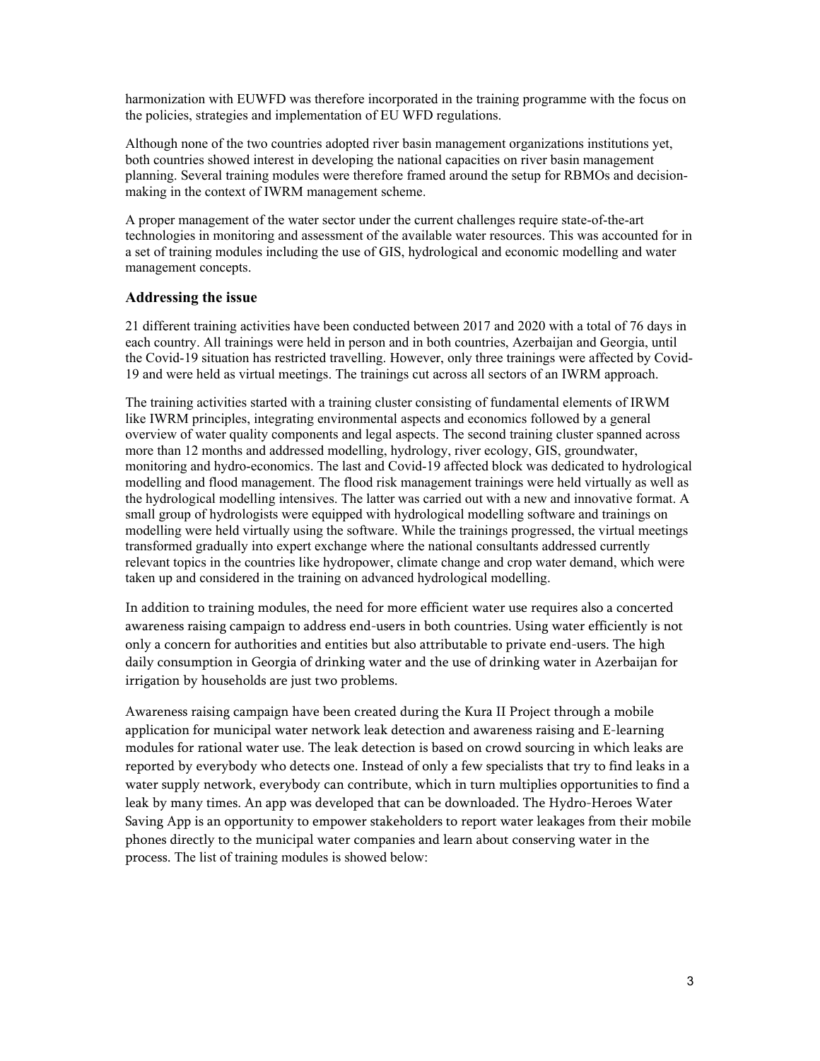harmonization with EUWFD was therefore incorporated in the training programme with the focus on the policies, strategies and implementation of EU WFD regulations.

Although none of the two countries adopted river basin management organizations institutions yet, both countries showed interest in developing the national capacities on river basin management planning. Several training modules were therefore framed around the setup for RBMOs and decision-making in the context of IWRM management scheme.

A proper management of the water sector under the current challenges require state-of-the-art technologies in monitoring and assessment of the available water resources. This was accounted for in a set of training modules including the use of GIS, hydrological and economic modelling and water management concepts.

### Addressing the issue

21 different training activities have been conducted between 2017 and 2020 with a total of 76 days in each country. All trainings were held in person and in both countries, Azerbaijan and Georgia, until the Covid-19 situation has restricted travelling. However, only three trainings were affected by Covid-19 and were held as virtual meetings. The trainings cut across all sectors of an IWRM approach.

The training activities started with a training cluster consisting of fundamental elements of IRWM like IWRM principles, integrating environmental aspects and economics followed by a general overview of water quality components and legal aspects. The second training cluster spanned across more than 12 months and addressed modelling, hydrology, river ecology, GIS, groundwater, monitoring and hydro-economics. The last and Covid-19 affected block was dedicated to hydrological modelling and flood management. The flood risk management trainings were held virtually as well as the hydrological modelling intensives. The latter was carried out with a new and innovative format. A small group of hydrologists were equipped with hydrological modelling software and trainings on modelling were held virtually using the software. While the trainings progressed, the virtual meetings transformed gradually into expert exchange where the national consultants addressed currently relevant topics in the countries like hydropower, climate change and crop water demand, which were taken up and considered in the training on advanced hydrological modelling.

In addition to training modules, the need for more efficient water use requires also a concerted awareness raising campaign to address end-users in both countries. Using water efficiently is not only a concern for authorities and entities but also attributable to private end-users. The high daily consumption in Georgia of drinking water and the use of drinking water in Azerbaijan for irrigation by households are just two problems.

Awareness raising campaign have been created during the Kura II Project through a mobile application for municipal water network leak detection and awareness raising and E-learning modules for rational water use. The leak detection is based on crowd sourcing in which leaks are reported by everybody who detects one. Instead of only a few specialists that try to find leaks in a water supply network, everybody can contribute, which in turn multiplies opportunities to find a leak by many times. An app was developed that can be downloaded. The Hydro-Heroes Water Saving App is an opportunity to empower stakeholders to report water leakages from their mobile phones directly to the municipal water companies and learn about conserving water in the process. The list of training modules is showed below: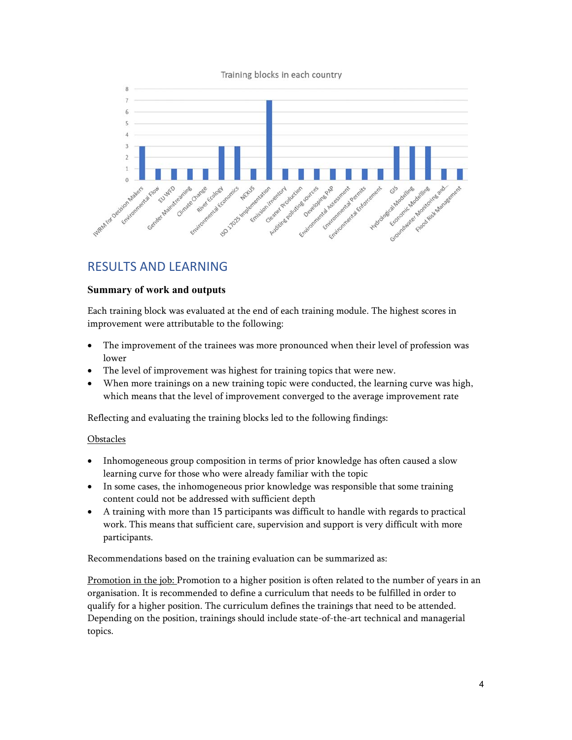Training blocks in each country

| Training block | Number |
|---|---|
| IWRM for Decision Makers | 3 |
| Environmental Flow | 1 |
| EU WFD | 1 |
| Gender Mainstreaming | 1 |
| Climate Change | 1 |
| River Ecology | 3 |
| Environmental Economics | 3 |
| NEXUS | 1 |
| ISO 17025 Implementation | 7 |
| Emission inventory | 1 |
| Cleaner Production | 1 |
| Auditing polluting sources | 1 |
| Developing PAP | 1 |
| Environmental Assessment | 1 |
| Environmental Permits | 1 |
| Environmental Enforcement | 1 |
| GIS | 3 |
| Hydrological Modelling | 3 |
| Economic Modelling | 3 |
| Groundwater Monitoring and... | 1 |
| Flood Risk Management | 1 |

## RESULTS AND LEARNING

### Summary of work and outputs

Each training block was evaluated at the end of each training module. The highest scores in improvement were attributable to the following:

- The improvement of the trainees was more pronounced when their level of profession was lower
- The level of improvement was highest for training topics that were new.
- When more trainings on a new training topic were conducted, the learning curve was high, which means that the level of improvement converged to the average improvement rate

Reflecting and evaluating the training blocks led to the following findings:

Obstacles

- Inhomogeneous group composition in terms of prior knowledge has often caused a slow learning curve for those who were already familiar with the topic
- In some cases, the inhomogeneous prior knowledge was responsible that some training content could not be addressed with sufficient depth
- A training with more than 15 participants was difficult to handle with regards to practical work. This means that sufficient care, supervision and support is very difficult with more participants.

Recommendations based on the training evaluation can be summarized as:

Promotion in the job: Promotion to a higher position is often related to the number of years in an organisation. It is recommended to define a curriculum that needs to be fulfilled in order to qualify for a higher position. The curriculum defines the trainings that need to be attended. Depending on the position, trainings should include state-of-the-art technical and managerial topics.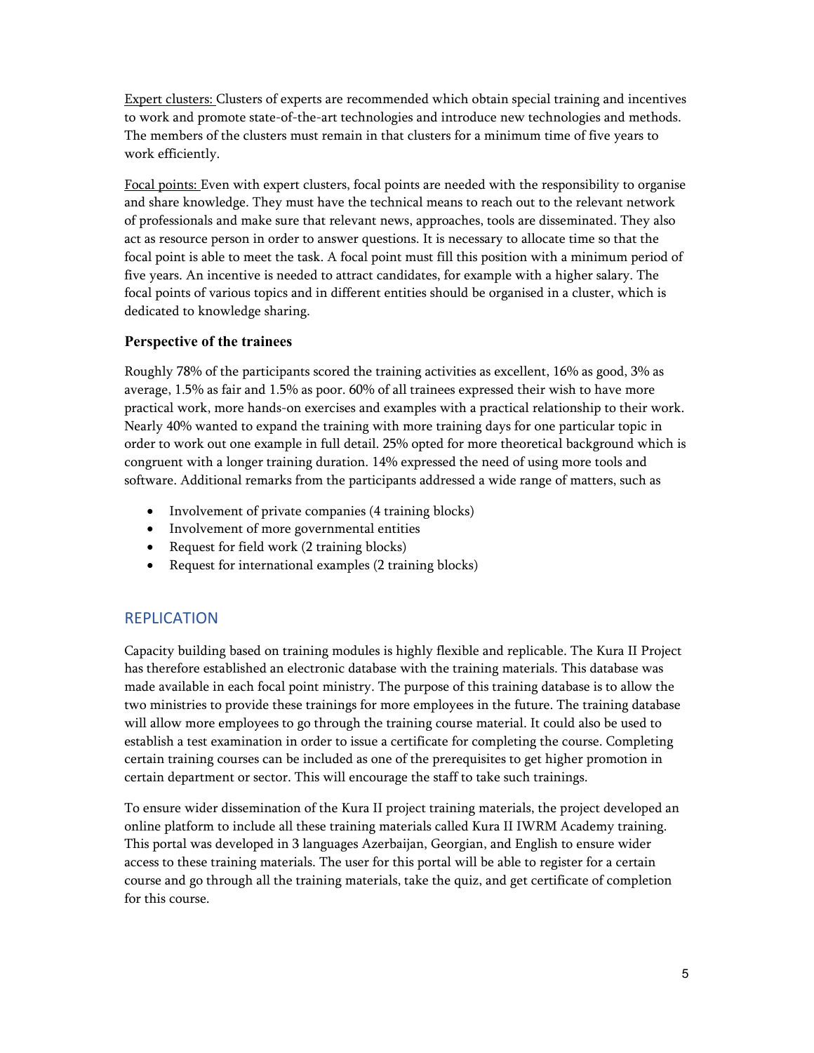Expert clusters: Clusters of experts are recommended which obtain special training and incentives to work and promote state-of-the-art technologies and introduce new technologies and methods. The members of the clusters must remain in that clusters for a minimum time of five years to work efficiently.

Focal points: Even with expert clusters, focal points are needed with the responsibility to organise and share knowledge. They must have the technical means to reach out to the relevant network of professionals and make sure that relevant news, approaches, tools are disseminated. They also act as resource person in order to answer questions. It is necessary to allocate time so that the focal point is able to meet the task. A focal point must fill this position with a minimum period of five years. An incentive is needed to attract candidates, for example with a higher salary. The focal points of various topics and in different entities should be organised in a cluster, which is dedicated to knowledge sharing.

### Perspective of the trainees

Roughly 78% of the participants scored the training activities as excellent, 16% as good, 3% as average, 1.5% as fair and 1.5% as poor. 60% of all trainees expressed their wish to have more practical work, more hands-on exercises and examples with a practical relationship to their work. Nearly 40% wanted to expand the training with more training days for one particular topic in order to work out one example in full detail. 25% opted for more theoretical background which is congruent with a longer training duration. 14% expressed the need of using more tools and software. Additional remarks from the participants addressed a wide range of matters, such as

- Involvement of private companies (4 training blocks)
- Involvement of more governmental entities
- Request for field work (2 training blocks)
- Request for international examples (2 training blocks)

## REPLICATION

Capacity building based on training modules is highly flexible and replicable. The Kura II Project has therefore established an electronic database with the training materials. This database was made available in each focal point ministry. The purpose of this training database is to allow the two ministries to provide these trainings for more employees in the future. The training database will allow more employees to go through the training course material. It could also be used to establish a test examination in order to issue a certificate for completing the course. Completing certain training courses can be included as one of the prerequisites to get higher promotion in certain department or sector. This will encourage the staff to take such trainings.

To ensure wider dissemination of the Kura II project training materials, the project developed an online platform to include all these training materials called Kura II IWRM Academy training. This portal was developed in 3 languages Azerbaijan, Georgian, and English to ensure wider access to these training materials. The user for this portal will be able to register for a certain course and go through all the training materials, take the quiz, and get certificate of completion for this course.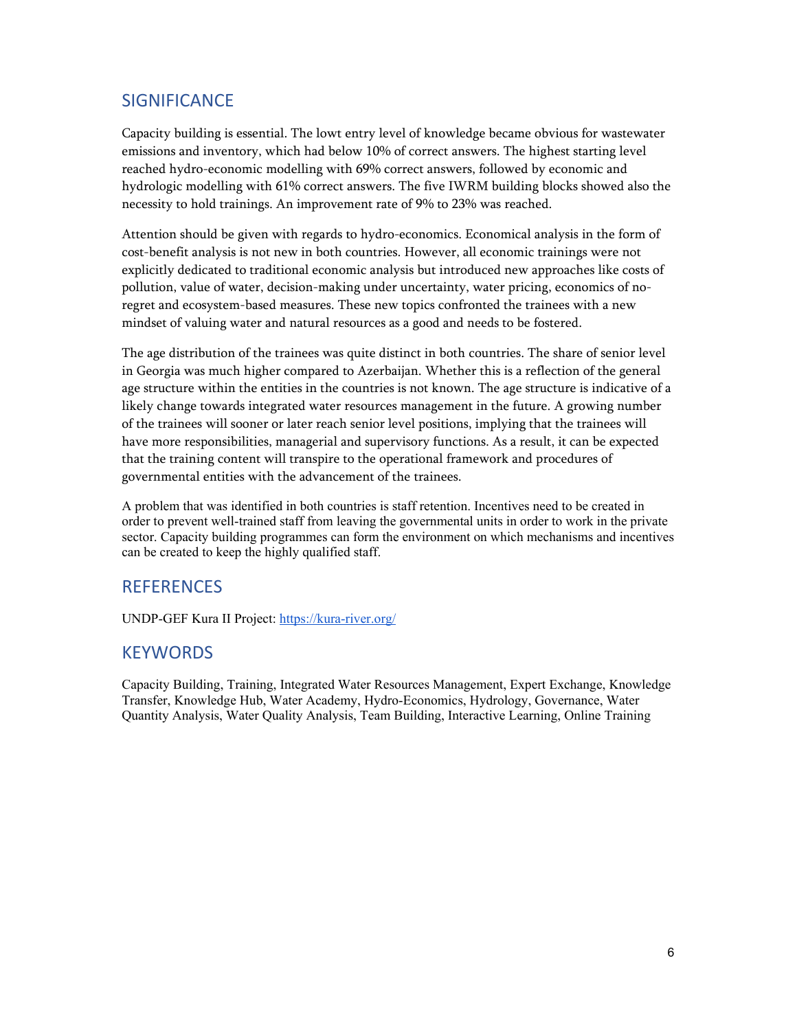## SIGNIFICANCE

Capacity building is essential. The lowt entry level of knowledge became obvious for wastewater emissions and inventory, which had below 10% of correct answers. The highest starting level reached hydro-economic modelling with 69% correct answers, followed by economic and hydrologic modelling with 61% correct answers. The five IWRM building blocks showed also the necessity to hold trainings. An improvement rate of 9% to 23% was reached.

Attention should be given with regards to hydro-economics. Economical analysis in the form of cost-benefit analysis is not new in both countries. However, all economic trainings were not explicitly dedicated to traditional economic analysis but introduced new approaches like costs of pollution, value of water, decision-making under uncertainty, water pricing, economics of no-regret and ecosystem-based measures. These new topics confronted the trainees with a new mindset of valuing water and natural resources as a good and needs to be fostered.

The age distribution of the trainees was quite distinct in both countries. The share of senior level in Georgia was much higher compared to Azerbaijan. Whether this is a reflection of the general age structure within the entities in the countries is not known. The age structure is indicative of a likely change towards integrated water resources management in the future. A growing number of the trainees will sooner or later reach senior level positions, implying that the trainees will have more responsibilities, managerial and supervisory functions. As a result, it can be expected that the training content will transpire to the operational framework and procedures of governmental entities with the advancement of the trainees.

A problem that was identified in both countries is staff retention. Incentives need to be created in order to prevent well-trained staff from leaving the governmental units in order to work in the private sector. Capacity building programmes can form the environment on which mechanisms and incentives can be created to keep the highly qualified staff.

## REFERENCES

UNDP-GEF Kura II Project: https://kura-river.org/

## KEYWORDS

Capacity Building, Training, Integrated Water Resources Management, Expert Exchange, Knowledge Transfer, Knowledge Hub, Water Academy, Hydro-Economics, Hydrology, Governance, Water Quantity Analysis, Water Quality Analysis, Team Building, Interactive Learning, Online Training